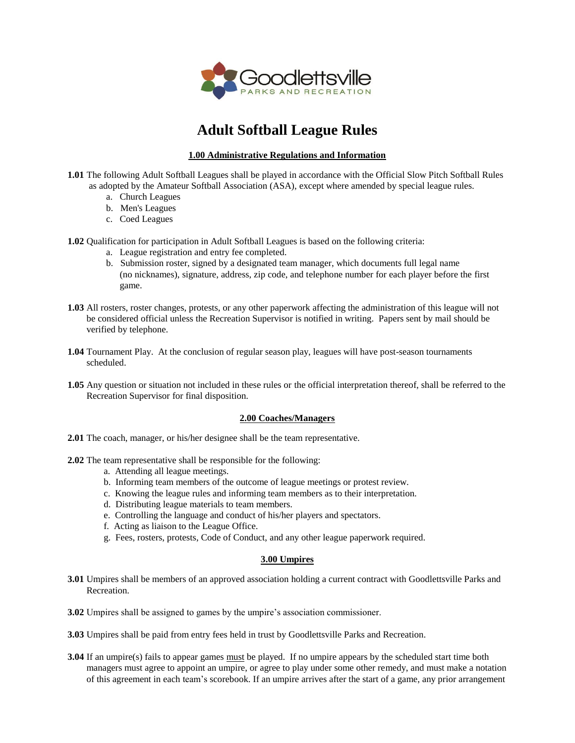Goodlettsville
PARKS AND RECREATION

# Adult Softball League Rules

## 1.00 Administrative Regulations and Information

**1.01** The following Adult Softball Leagues shall be played in accordance with the Official Slow Pitch Softball Rules as adopted by the Amateur Softball Association (ASA), except where amended by special league rules.

a. Church Leagues
b. Men's Leagues
c. Coed Leagues

**1.02** Qualification for participation in Adult Softball Leagues is based on the following criteria:

a. League registration and entry fee completed.
b. Submission roster, signed by a designated team manager, which documents full legal name (no nicknames), signature, address, zip code, and telephone number for each player before the first game.

**1.03** All rosters, roster changes, protests, or any other paperwork affecting the administration of this league will not be considered official unless the Recreation Supervisor is notified in writing. Papers sent by mail should be verified by telephone.

**1.04** Tournament Play. At the conclusion of regular season play, leagues will have post-season tournaments scheduled.

**1.05** Any question or situation not included in these rules or the official interpretation thereof, shall be referred to the Recreation Supervisor for final disposition.

## 2.00 Coaches/Managers

**2.01** The coach, manager, or his/her designee shall be the team representative.

**2.02** The team representative shall be responsible for the following:

a. Attending all league meetings.
b. Informing team members of the outcome of league meetings or protest review.
c. Knowing the league rules and informing team members as to their interpretation.
d. Distributing league materials to team members.
e. Controlling the language and conduct of his/her players and spectators.
f. Acting as liaison to the League Office.
g. Fees, rosters, protests, Code of Conduct, and any other league paperwork required.

## 3.00 Umpires

**3.01** Umpires shall be members of an approved association holding a current contract with Goodlettsville Parks and Recreation.

**3.02** Umpires shall be assigned to games by the umpire's association commissioner.

**3.03** Umpires shall be paid from entry fees held in trust by Goodlettsville Parks and Recreation.

**3.04** If an umpire(s) fails to appear games must be played. If no umpire appears by the scheduled start time both managers must agree to appoint an umpire, or agree to play under some other remedy, and must make a notation of this agreement in each team's scorebook. If an umpire arrives after the start of a game, any prior arrangement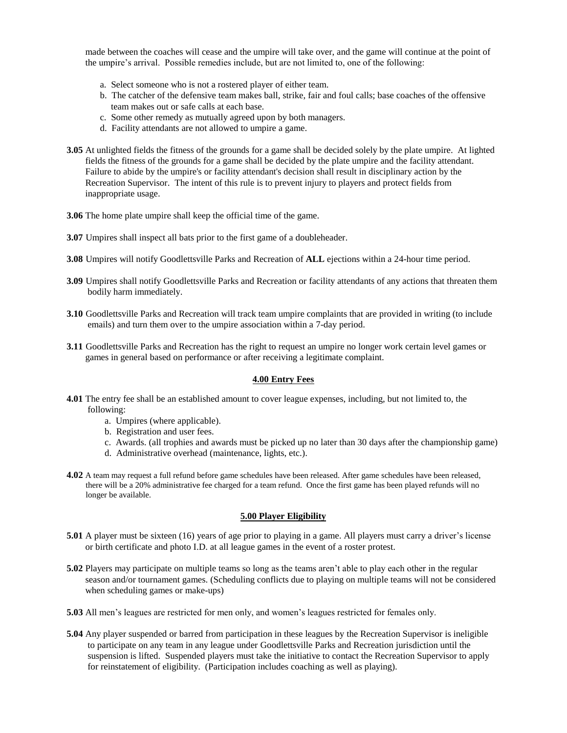made between the coaches will cease and the umpire will take over, and the game will continue at the point of the umpire's arrival. Possible remedies include, but are not limited to, one of the following:

a. Select someone who is not a rostered player of either team.
b. The catcher of the defensive team makes ball, strike, fair and foul calls; base coaches of the offensive team makes out or safe calls at each base.
c. Some other remedy as mutually agreed upon by both managers.
d. Facility attendants are not allowed to umpire a game.

**3.05** At unlighted fields the fitness of the grounds for a game shall be decided solely by the plate umpire. At lighted fields the fitness of the grounds for a game shall be decided by the plate umpire and the facility attendant. Failure to abide by the umpire's or facility attendant's decision shall result in disciplinary action by the Recreation Supervisor. The intent of this rule is to prevent injury to players and protect fields from inappropriate usage.

**3.06** The home plate umpire shall keep the official time of the game.

**3.07** Umpires shall inspect all bats prior to the first game of a doubleheader.

**3.08** Umpires will notify Goodlettsville Parks and Recreation of **ALL** ejections within a 24-hour time period.

**3.09** Umpires shall notify Goodlettsville Parks and Recreation or facility attendants of any actions that threaten them bodily harm immediately.

**3.10** Goodlettsville Parks and Recreation will track team umpire complaints that are provided in writing (to include emails) and turn them over to the umpire association within a 7-day period.

**3.11** Goodlettsville Parks and Recreation has the right to request an umpire no longer work certain level games or games in general based on performance or after receiving a legitimate complaint.

## 4.00 Entry Fees

**4.01** The entry fee shall be an established amount to cover league expenses, including, but not limited to, the following:

a. Umpires (where applicable).
b. Registration and user fees.
c. Awards. (all trophies and awards must be picked up no later than 30 days after the championship game)
d. Administrative overhead (maintenance, lights, etc.).

**4.02** A team may request a full refund before game schedules have been released. After game schedules have been released, there will be a 20% administrative fee charged for a team refund. Once the first game has been played refunds will no longer be available.

## 5.00 Player Eligibility

**5.01** A player must be sixteen (16) years of age prior to playing in a game. All players must carry a driver's license or birth certificate and photo I.D. at all league games in the event of a roster protest.

**5.02** Players may participate on multiple teams so long as the teams aren't able to play each other in the regular season and/or tournament games. (Scheduling conflicts due to playing on multiple teams will not be considered when scheduling games or make-ups)

**5.03** All men's leagues are restricted for men only, and women's leagues restricted for females only.

**5.04** Any player suspended or barred from participation in these leagues by the Recreation Supervisor is ineligible to participate on any team in any league under Goodlettsville Parks and Recreation jurisdiction until the suspension is lifted. Suspended players must take the initiative to contact the Recreation Supervisor to apply for reinstatement of eligibility. (Participation includes coaching as well as playing).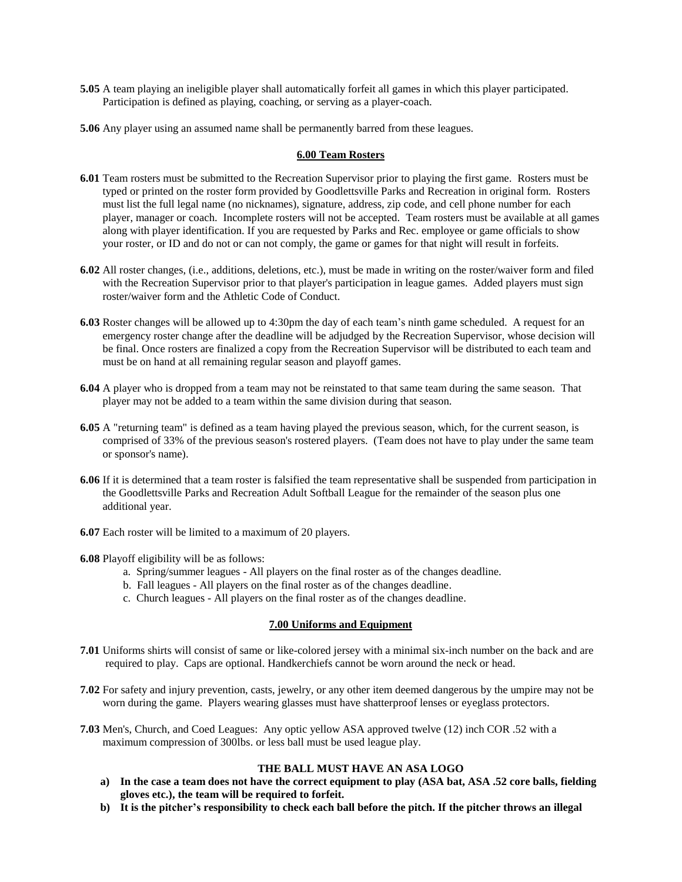**5.05** A team playing an ineligible player shall automatically forfeit all games in which this player participated. Participation is defined as playing, coaching, or serving as a player-coach.

**5.06** Any player using an assumed name shall be permanently barred from these leagues.

## 6.00 Team Rosters

**6.01** Team rosters must be submitted to the Recreation Supervisor prior to playing the first game. Rosters must be typed or printed on the roster form provided by Goodlettsville Parks and Recreation in original form. Rosters must list the full legal name (no nicknames), signature, address, zip code, and cell phone number for each player, manager or coach. Incomplete rosters will not be accepted. Team rosters must be available at all games along with player identification. If you are requested by Parks and Rec. employee or game officials to show your roster, or ID and do not or can not comply, the game or games for that night will result in forfeits.

**6.02** All roster changes, (i.e., additions, deletions, etc.), must be made in writing on the roster/waiver form and filed with the Recreation Supervisor prior to that player's participation in league games. Added players must sign roster/waiver form and the Athletic Code of Conduct.

**6.03** Roster changes will be allowed up to 4:30pm the day of each team's ninth game scheduled. A request for an emergency roster change after the deadline will be adjudged by the Recreation Supervisor, whose decision will be final. Once rosters are finalized a copy from the Recreation Supervisor will be distributed to each team and must be on hand at all remaining regular season and playoff games.

**6.04** A player who is dropped from a team may not be reinstated to that same team during the same season. That player may not be added to a team within the same division during that season.

**6.05** A "returning team" is defined as a team having played the previous season, which, for the current season, is comprised of 33% of the previous season's rostered players. (Team does not have to play under the same team or sponsor's name).

**6.06** If it is determined that a team roster is falsified the team representative shall be suspended from participation in the Goodlettsville Parks and Recreation Adult Softball League for the remainder of the season plus one additional year.

**6.07** Each roster will be limited to a maximum of 20 players.

**6.08** Playoff eligibility will be as follows:

a. Spring/summer leagues - All players on the final roster as of the changes deadline.
b. Fall leagues - All players on the final roster as of the changes deadline.
c. Church leagues - All players on the final roster as of the changes deadline.

## 7.00 Uniforms and Equipment

**7.01** Uniforms shirts will consist of same or like-colored jersey with a minimal six-inch number on the back and are required to play. Caps are optional. Handkerchiefs cannot be worn around the neck or head.

**7.02** For safety and injury prevention, casts, jewelry, or any other item deemed dangerous by the umpire may not be worn during the game. Players wearing glasses must have shatterproof lenses or eyeglass protectors.

**7.03** Men's, Church, and Coed Leagues: Any optic yellow ASA approved twelve (12) inch COR .52 with a maximum compression of 300lbs. or less ball must be used league play.

**THE BALL MUST HAVE AN ASA LOGO**

**a) In the case a team does not have the correct equipment to play (ASA bat, ASA .52 core balls, fielding gloves etc.), the team will be required to forfeit.**

**b) It is the pitcher's responsibility to check each ball before the pitch. If the pitcher throws an illegal**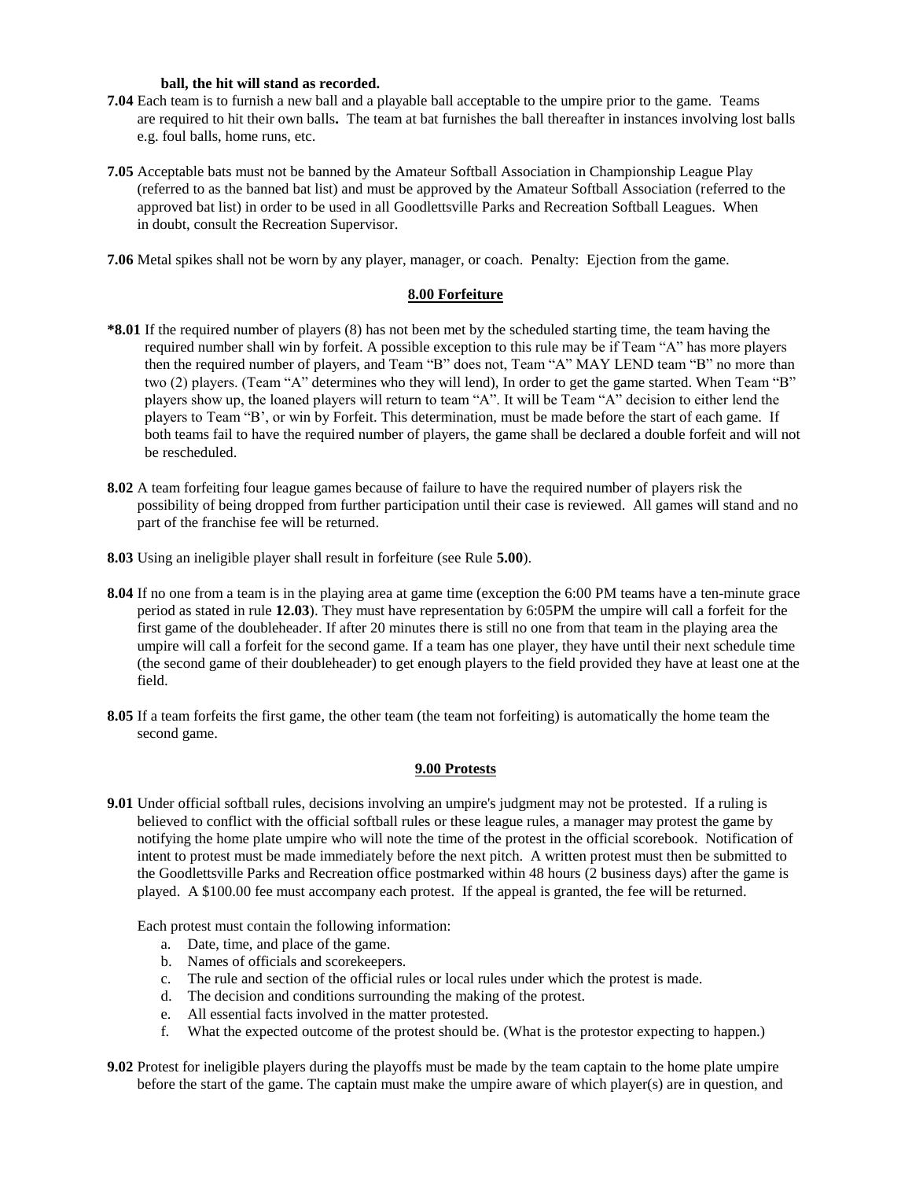**ball, the hit will stand as recorded.**

**7.04** Each team is to furnish a new ball and a playable ball acceptable to the umpire prior to the game. Teams are required to hit their own balls**.** The team at bat furnishes the ball thereafter in instances involving lost balls e.g. foul balls, home runs, etc.

**7.05** Acceptable bats must not be banned by the Amateur Softball Association in Championship League Play (referred to as the banned bat list) and must be approved by the Amateur Softball Association (referred to the approved bat list) in order to be used in all Goodlettsville Parks and Recreation Softball Leagues. When in doubt, consult the Recreation Supervisor.

**7.06** Metal spikes shall not be worn by any player, manager, or coach. Penalty: Ejection from the game.

## 8.00 Forfeiture

**\*8.01** If the required number of players (8) has not been met by the scheduled starting time, the team having the required number shall win by forfeit. A possible exception to this rule may be if Team "A" has more players then the required number of players, and Team "B" does not, Team "A" MAY LEND team "B" no more than two (2) players. (Team "A" determines who they will lend), In order to get the game started. When Team "B" players show up, the loaned players will return to team "A". It will be Team "A" decision to either lend the players to Team "B', or win by Forfeit. This determination, must be made before the start of each game. If both teams fail to have the required number of players, the game shall be declared a double forfeit and will not be rescheduled.

**8.02** A team forfeiting four league games because of failure to have the required number of players risk the possibility of being dropped from further participation until their case is reviewed. All games will stand and no part of the franchise fee will be returned.

**8.03** Using an ineligible player shall result in forfeiture (see Rule **5.00**).

**8.04** If no one from a team is in the playing area at game time (exception the 6:00 PM teams have a ten-minute grace period as stated in rule **12.03**). They must have representation by 6:05PM the umpire will call a forfeit for the first game of the doubleheader. If after 20 minutes there is still no one from that team in the playing area the umpire will call a forfeit for the second game. If a team has one player, they have until their next schedule time (the second game of their doubleheader) to get enough players to the field provided they have at least one at the field.

**8.05** If a team forfeits the first game, the other team (the team not forfeiting) is automatically the home team the second game.

## 9.00 Protests

**9.01** Under official softball rules, decisions involving an umpire's judgment may not be protested. If a ruling is believed to conflict with the official softball rules or these league rules, a manager may protest the game by notifying the home plate umpire who will note the time of the protest in the official scorebook. Notification of intent to protest must be made immediately before the next pitch. A written protest must then be submitted to the Goodlettsville Parks and Recreation office postmarked within 48 hours (2 business days) after the game is played. A $100.00 fee must accompany each protest. If the appeal is granted, the fee will be returned.

Each protest must contain the following information:

a. Date, time, and place of the game.
b. Names of officials and scorekeepers.
c. The rule and section of the official rules or local rules under which the protest is made.
d. The decision and conditions surrounding the making of the protest.
e. All essential facts involved in the matter protested.
f. What the expected outcome of the protest should be. (What is the protestor expecting to happen.)

**9.02** Protest for ineligible players during the playoffs must be made by the team captain to the home plate umpire before the start of the game. The captain must make the umpire aware of which player(s) are in question, and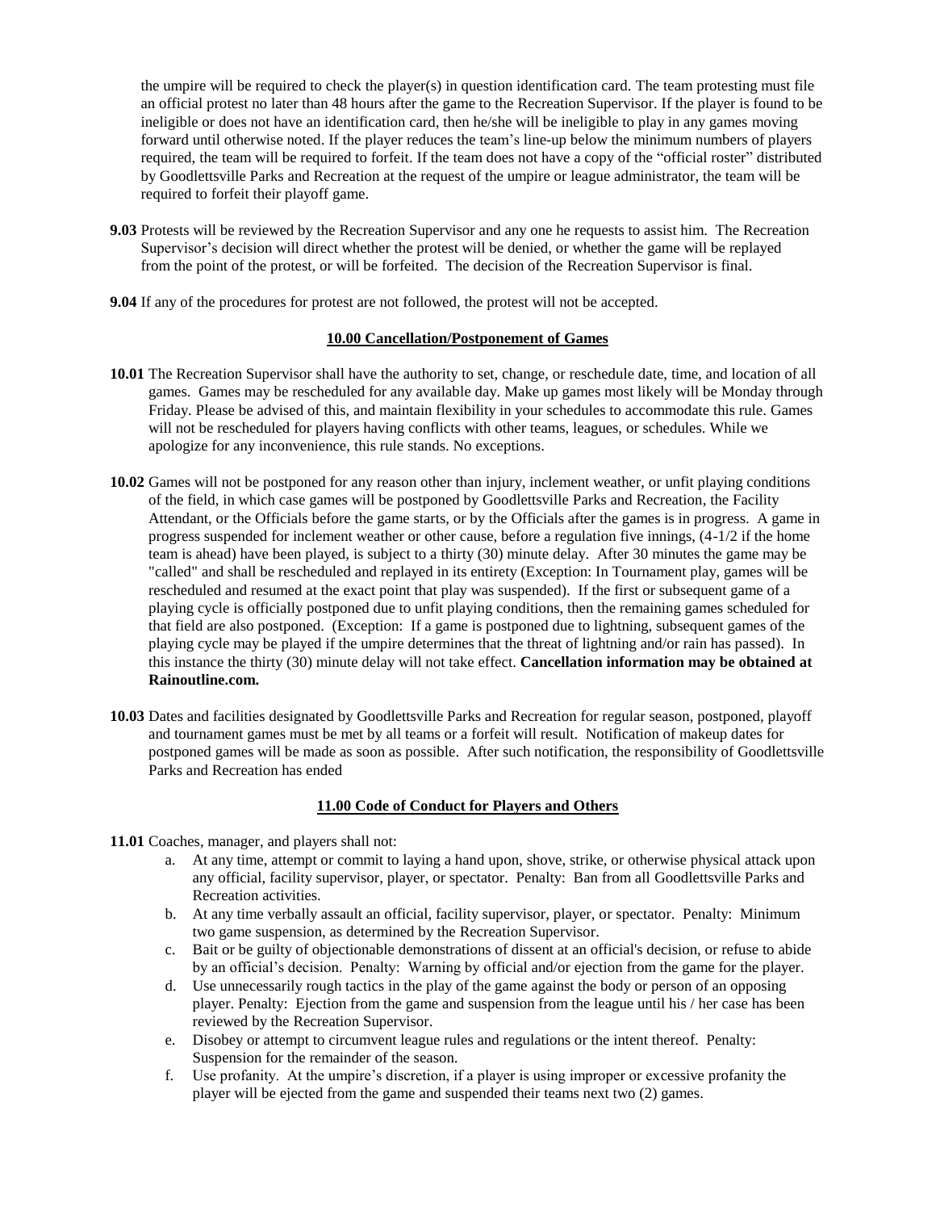the umpire will be required to check the player(s) in question identification card. The team protesting must file an official protest no later than 48 hours after the game to the Recreation Supervisor. If the player is found to be ineligible or does not have an identification card, then he/she will be ineligible to play in any games moving forward until otherwise noted. If the player reduces the team's line-up below the minimum numbers of players required, the team will be required to forfeit. If the team does not have a copy of the "official roster" distributed by Goodlettsville Parks and Recreation at the request of the umpire or league administrator, the team will be required to forfeit their playoff game.

**9.03** Protests will be reviewed by the Recreation Supervisor and any one he requests to assist him. The Recreation Supervisor's decision will direct whether the protest will be denied, or whether the game will be replayed from the point of the protest, or will be forfeited. The decision of the Recreation Supervisor is final.

**9.04** If any of the procedures for protest are not followed, the protest will not be accepted.

## 10.00 Cancellation/Postponement of Games

**10.01** The Recreation Supervisor shall have the authority to set, change, or reschedule date, time, and location of all games. Games may be rescheduled for any available day. Make up games most likely will be Monday through Friday. Please be advised of this, and maintain flexibility in your schedules to accommodate this rule. Games will not be rescheduled for players having conflicts with other teams, leagues, or schedules. While we apologize for any inconvenience, this rule stands. No exceptions.

**10.02** Games will not be postponed for any reason other than injury, inclement weather, or unfit playing conditions of the field, in which case games will be postponed by Goodlettsville Parks and Recreation, the Facility Attendant, or the Officials before the game starts, or by the Officials after the games is in progress. A game in progress suspended for inclement weather or other cause, before a regulation five innings, (4-1/2 if the home team is ahead) have been played, is subject to a thirty (30) minute delay. After 30 minutes the game may be "called" and shall be rescheduled and replayed in its entirety (Exception: In Tournament play, games will be rescheduled and resumed at the exact point that play was suspended). If the first or subsequent game of a playing cycle is officially postponed due to unfit playing conditions, then the remaining games scheduled for that field are also postponed. (Exception: If a game is postponed due to lightning, subsequent games of the playing cycle may be played if the umpire determines that the threat of lightning and/or rain has passed). In this instance the thirty (30) minute delay will not take effect. **Cancellation information may be obtained at Rainoutline.com.**

**10.03** Dates and facilities designated by Goodlettsville Parks and Recreation for regular season, postponed, playoff and tournament games must be met by all teams or a forfeit will result. Notification of makeup dates for postponed games will be made as soon as possible. After such notification, the responsibility of Goodlettsville Parks and Recreation has ended

## 11.00 Code of Conduct for Players and Others

**11.01** Coaches, manager, and players shall not:

a. At any time, attempt or commit to laying a hand upon, shove, strike, or otherwise physical attack upon any official, facility supervisor, player, or spectator. Penalty: Ban from all Goodlettsville Parks and Recreation activities.
b. At any time verbally assault an official, facility supervisor, player, or spectator. Penalty: Minimum two game suspension, as determined by the Recreation Supervisor.
c. Bait or be guilty of objectionable demonstrations of dissent at an official's decision, or refuse to abide by an official's decision. Penalty: Warning by official and/or ejection from the game for the player.
d. Use unnecessarily rough tactics in the play of the game against the body or person of an opposing player. Penalty: Ejection from the game and suspension from the league until his / her case has been reviewed by the Recreation Supervisor.
e. Disobey or attempt to circumvent league rules and regulations or the intent thereof. Penalty: Suspension for the remainder of the season.
f. Use profanity. At the umpire's discretion, if a player is using improper or excessive profanity the player will be ejected from the game and suspended their teams next two (2) games.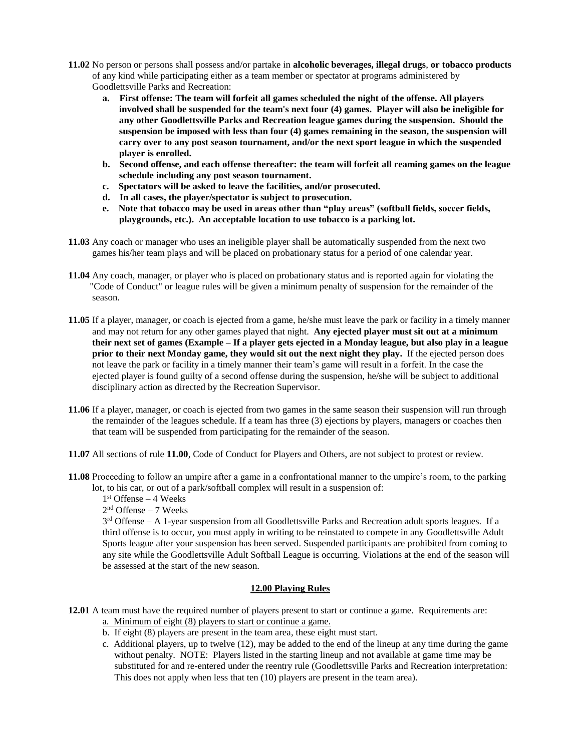**11.02** No person or persons shall possess and/or partake in **alcoholic beverages, illegal drugs**, **or tobacco products** of any kind while participating either as a team member or spectator at programs administered by Goodlettsville Parks and Recreation:

a. **First offense: The team will forfeit all games scheduled the night of the offense. All players involved shall be suspended for the team's next four (4) games. Player will also be ineligible for any other Goodlettsville Parks and Recreation league games during the suspension. Should the suspension be imposed with less than four (4) games remaining in the season, the suspension will carry over to any post season tournament, and/or the next sport league in which the suspended player is enrolled.**

b. **Second offense, and each offense thereafter: the team will forfeit all reaming games on the league schedule including any post season tournament.**

c. **Spectators will be asked to leave the facilities, and/or prosecuted.**

d. **In all cases, the player/spectator is subject to prosecution.**

e. **Note that tobacco may be used in areas other than "play areas" (softball fields, soccer fields, playgrounds, etc.). An acceptable location to use tobacco is a parking lot.**

**11.03** Any coach or manager who uses an ineligible player shall be automatically suspended from the next two games his/her team plays and will be placed on probationary status for a period of one calendar year.

**11.04** Any coach, manager, or player who is placed on probationary status and is reported again for violating the "Code of Conduct" or league rules will be given a minimum penalty of suspension for the remainder of the season.

**11.05** If a player, manager, or coach is ejected from a game, he/she must leave the park or facility in a timely manner and may not return for any other games played that night. **Any ejected player must sit out at a minimum their next set of games (Example – If a player gets ejected in a Monday league, but also play in a league prior to their next Monday game, they would sit out the next night they play.** If the ejected person does not leave the park or facility in a timely manner their team's game will result in a forfeit. In the case the ejected player is found guilty of a second offense during the suspension, he/she will be subject to additional disciplinary action as directed by the Recreation Supervisor.

**11.06** If a player, manager, or coach is ejected from two games in the same season their suspension will run through the remainder of the leagues schedule. If a team has three (3) ejections by players, managers or coaches then that team will be suspended from participating for the remainder of the season.

**11.07** All sections of rule **11.00**, Code of Conduct for Players and Others, are not subject to protest or review.

**11.08** Proceeding to follow an umpire after a game in a confrontational manner to the umpire's room, to the parking lot, to his car, or out of a park/softball complex will result in a suspension of:

1st Offense – 4 Weeks

2nd Offense – 7 Weeks

3rd Offense – A 1-year suspension from all Goodlettsville Parks and Recreation adult sports leagues. If a third offense is to occur, you must apply in writing to be reinstated to compete in any Goodlettsville Adult Sports league after your suspension has been served. Suspended participants are prohibited from coming to any site while the Goodlettsville Adult Softball League is occurring. Violations at the end of the season will be assessed at the start of the new season.

## 12.00 Playing Rules

**12.01** A team must have the required number of players present to start or continue a game. Requirements are:

a. Minimum of eight (8) players to start or continue a game.

b. If eight (8) players are present in the team area, these eight must start.

c. Additional players, up to twelve (12), may be added to the end of the lineup at any time during the game without penalty. NOTE: Players listed in the starting lineup and not available at game time may be substituted for and re-entered under the reentry rule (Goodlettsville Parks and Recreation interpretation: This does not apply when less that ten (10) players are present in the team area).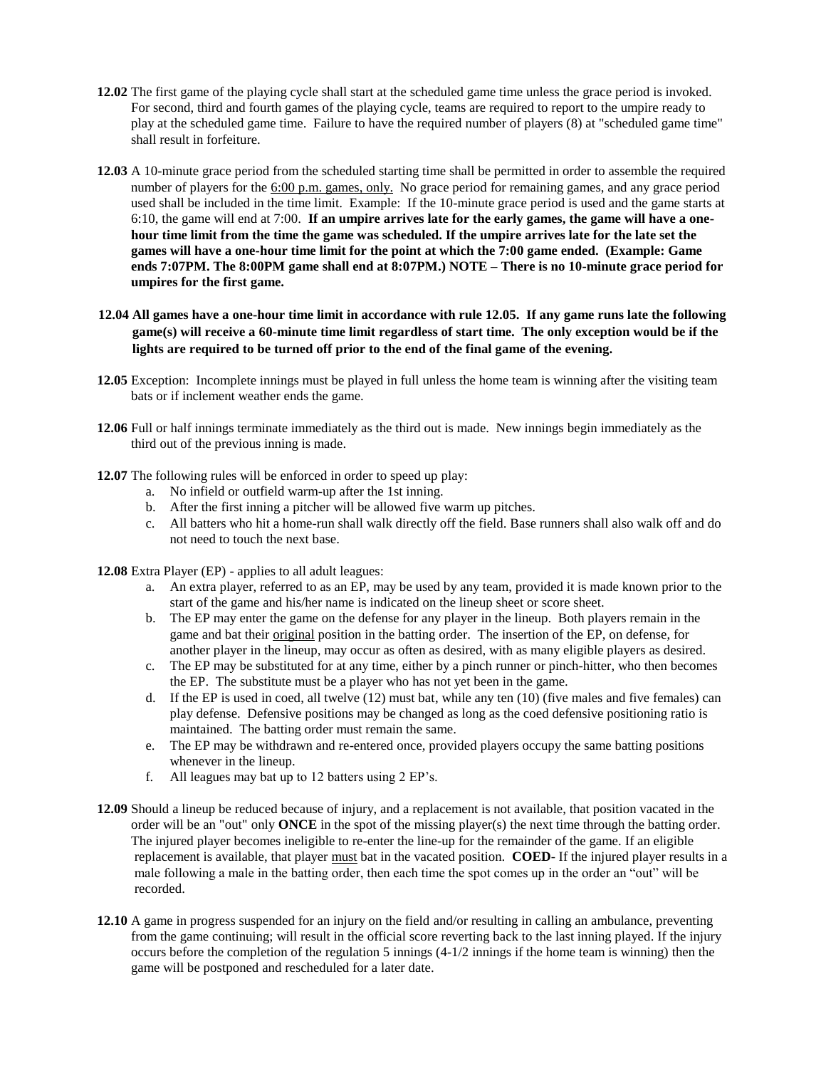**12.02** The first game of the playing cycle shall start at the scheduled game time unless the grace period is invoked. For second, third and fourth games of the playing cycle, teams are required to report to the umpire ready to play at the scheduled game time. Failure to have the required number of players (8) at "scheduled game time" shall result in forfeiture.

**12.03** A 10-minute grace period from the scheduled starting time shall be permitted in order to assemble the required number of players for the 6:00 p.m. games, only. No grace period for remaining games, and any grace period used shall be included in the time limit. Example: If the 10-minute grace period is used and the game starts at 6:10, the game will end at 7:00. **If an umpire arrives late for the early games, the game will have a one-hour time limit from the time the game was scheduled. If the umpire arrives late for the late set the games will have a one-hour time limit for the point at which the 7:00 game ended. (Example: Game ends 7:07PM. The 8:00PM game shall end at 8:07PM.) NOTE – There is no 10-minute grace period for umpires for the first game.**

**12.04 All games have a one-hour time limit in accordance with rule 12.05. If any game runs late the following game(s) will receive a 60-minute time limit regardless of start time. The only exception would be if the lights are required to be turned off prior to the end of the final game of the evening.**

**12.05** Exception: Incomplete innings must be played in full unless the home team is winning after the visiting team bats or if inclement weather ends the game.

**12.06** Full or half innings terminate immediately as the third out is made. New innings begin immediately as the third out of the previous inning is made.

**12.07** The following rules will be enforced in order to speed up play:

a. No infield or outfield warm-up after the 1st inning.
b. After the first inning a pitcher will be allowed five warm up pitches.
c. All batters who hit a home-run shall walk directly off the field. Base runners shall also walk off and do not need to touch the next base.

**12.08** Extra Player (EP) - applies to all adult leagues:

a. An extra player, referred to as an EP, may be used by any team, provided it is made known prior to the start of the game and his/her name is indicated on the lineup sheet or score sheet.
b. The EP may enter the game on the defense for any player in the lineup. Both players remain in the game and bat their original position in the batting order. The insertion of the EP, on defense, for another player in the lineup, may occur as often as desired, with as many eligible players as desired.
c. The EP may be substituted for at any time, either by a pinch runner or pinch-hitter, who then becomes the EP. The substitute must be a player who has not yet been in the game.
d. If the EP is used in coed, all twelve (12) must bat, while any ten (10) (five males and five females) can play defense. Defensive positions may be changed as long as the coed defensive positioning ratio is maintained. The batting order must remain the same.
e. The EP may be withdrawn and re-entered once, provided players occupy the same batting positions whenever in the lineup.
f. All leagues may bat up to 12 batters using 2 EP's.

**12.09** Should a lineup be reduced because of injury, and a replacement is not available, that position vacated in the order will be an "out" only **ONCE** in the spot of the missing player(s) the next time through the batting order. The injured player becomes ineligible to re-enter the line-up for the remainder of the game. If an eligible replacement is available, that player must bat in the vacated position. **COED**- If the injured player results in a male following a male in the batting order, then each time the spot comes up in the order an "out" will be recorded.

**12.10** A game in progress suspended for an injury on the field and/or resulting in calling an ambulance, preventing from the game continuing; will result in the official score reverting back to the last inning played. If the injury occurs before the completion of the regulation 5 innings (4-1/2 innings if the home team is winning) then the game will be postponed and rescheduled for a later date.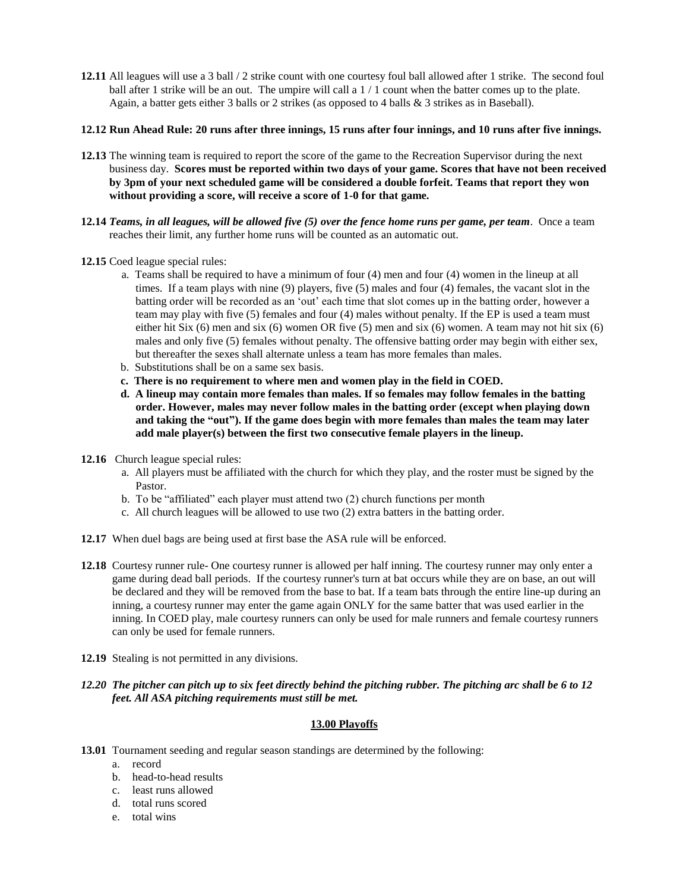**12.11** All leagues will use a 3 ball / 2 strike count with one courtesy foul ball allowed after 1 strike. The second foul ball after 1 strike will be an out. The umpire will call a 1 / 1 count when the batter comes up to the plate. Again, a batter gets either 3 balls or 2 strikes (as opposed to 4 balls & 3 strikes as in Baseball).

**12.12 Run Ahead Rule: 20 runs after three innings, 15 runs after four innings, and 10 runs after five innings.**

**12.13** The winning team is required to report the score of the game to the Recreation Supervisor during the next business day. **Scores must be reported within two days of your game. Scores that have not been received by 3pm of your next scheduled game will be considered a double forfeit. Teams that report they won without providing a score, will receive a score of 1-0 for that game.**

**12.14** ***Teams, in all leagues, will be allowed five (5) over the fence home runs per game, per team***. Once a team reaches their limit, any further home runs will be counted as an automatic out.

**12.15** Coed league special rules:

a. Teams shall be required to have a minimum of four (4) men and four (4) women in the lineup at all times. If a team plays with nine (9) players, five (5) males and four (4) females, the vacant slot in the batting order will be recorded as an 'out' each time that slot comes up in the batting order, however a team may play with five (5) females and four (4) males without penalty. If the EP is used a team must either hit Six (6) men and six (6) women OR five (5) men and six (6) women. A team may not hit six (6) males and only five (5) females without penalty. The offensive batting order may begin with either sex, but thereafter the sexes shall alternate unless a team has more females than males.

b. Substitutions shall be on a same sex basis.

**c. There is no requirement to where men and women play in the field in COED.**

**d. A lineup may contain more females than males. If so females may follow females in the batting order. However, males may never follow males in the batting order (except when playing down and taking the "out"). If the game does begin with more females than males the team may later add male player(s) between the first two consecutive female players in the lineup.**

**12.16** Church league special rules:

a. All players must be affiliated with the church for which they play, and the roster must be signed by the Pastor.

b. To be "affiliated" each player must attend two (2) church functions per month

c. All church leagues will be allowed to use two (2) extra batters in the batting order.

**12.17** When duel bags are being used at first base the ASA rule will be enforced.

**12.18** Courtesy runner rule- One courtesy runner is allowed per half inning. The courtesy runner may only enter a game during dead ball periods. If the courtesy runner's turn at bat occurs while they are on base, an out will be declared and they will be removed from the base to bat. If a team bats through the entire line-up during an inning, a courtesy runner may enter the game again ONLY for the same batter that was used earlier in the inning. In COED play, male courtesy runners can only be used for male runners and female courtesy runners can only be used for female runners.

**12.19** Stealing is not permitted in any divisions.

***12.20 The pitcher can pitch up to six feet directly behind the pitching rubber. The pitching arc shall be 6 to 12 feet. All ASA pitching requirements must still be met.***

## 13.00 Playoffs

**13.01** Tournament seeding and regular season standings are determined by the following:

a. record
b. head-to-head results
c. least runs allowed
d. total runs scored
e. total wins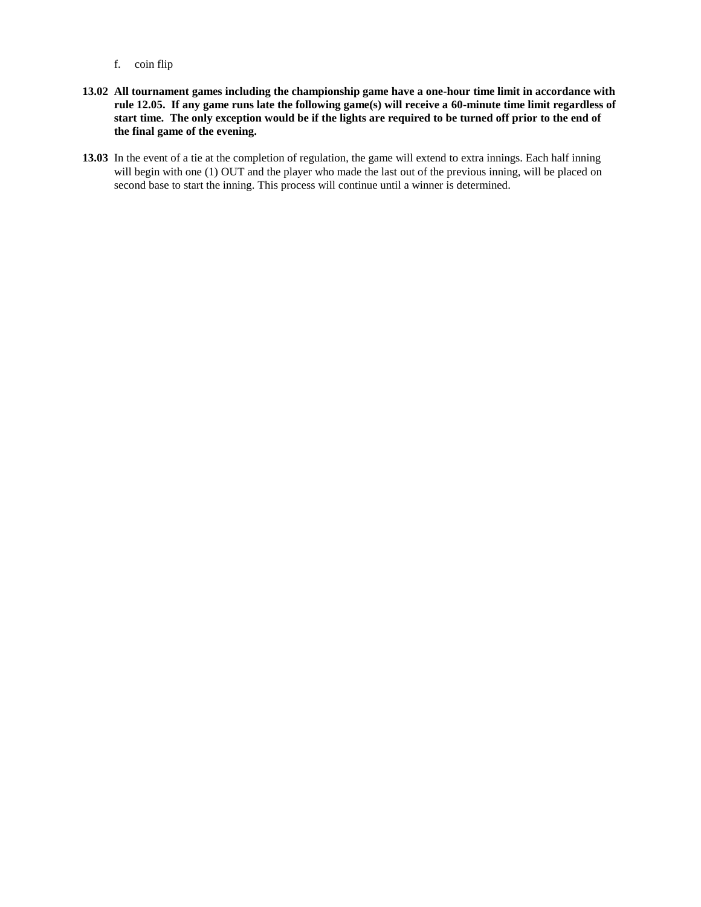f. coin flip

**13.02 All tournament games including the championship game have a one-hour time limit in accordance with rule 12.05. If any game runs late the following game(s) will receive a 60-minute time limit regardless of start time. The only exception would be if the lights are required to be turned off prior to the end of the final game of the evening.**

**13.03** In the event of a tie at the completion of regulation, the game will extend to extra innings. Each half inning will begin with one (1) OUT and the player who made the last out of the previous inning, will be placed on second base to start the inning. This process will continue until a winner is determined.